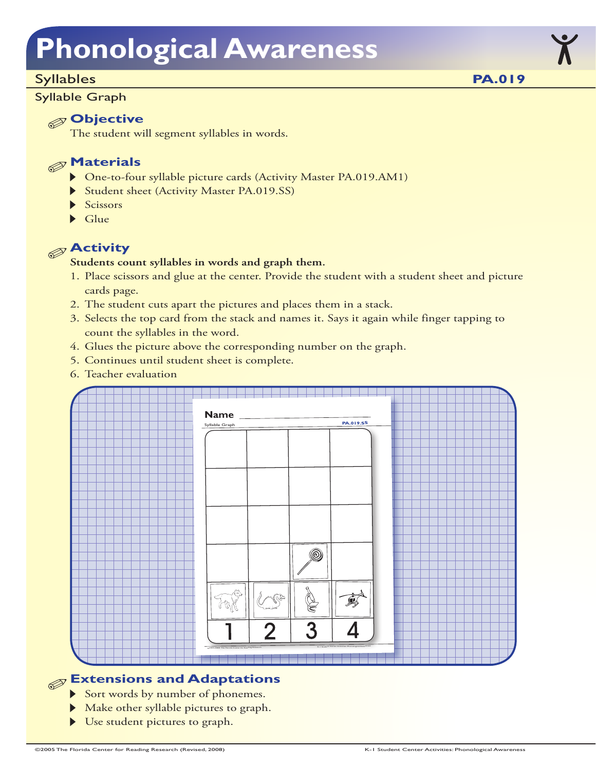# Phonological Awareness

## Syllables

**PA.019**

### Syllable Graph

### Objective

The student will segment syllables in words.

### Materials

- One-to-four syllable picture cards (Activity Master PA.019.AM1)
- Student sheet (Activity Master PA.019.SS)
- Scissors
- Glue

### Activity

**Students count syllables in words and graph them.**

1. Place scissors and glue at the center. Provide the student with a student sheet and picture cards page.
2. The student cuts apart the pictures and places them in a stack.
3. Selects the top card from the stack and names it. Says it again while finger tapping to count the syllables in the word.
4. Glues the picture above the corresponding number on the graph.
5. Continues until student sheet is complete.
6. Teacher evaluation

### Extensions and Adaptations

- Sort words by number of phonemes.
- Make other syllable pictures to graph.
- Use student pictures to graph.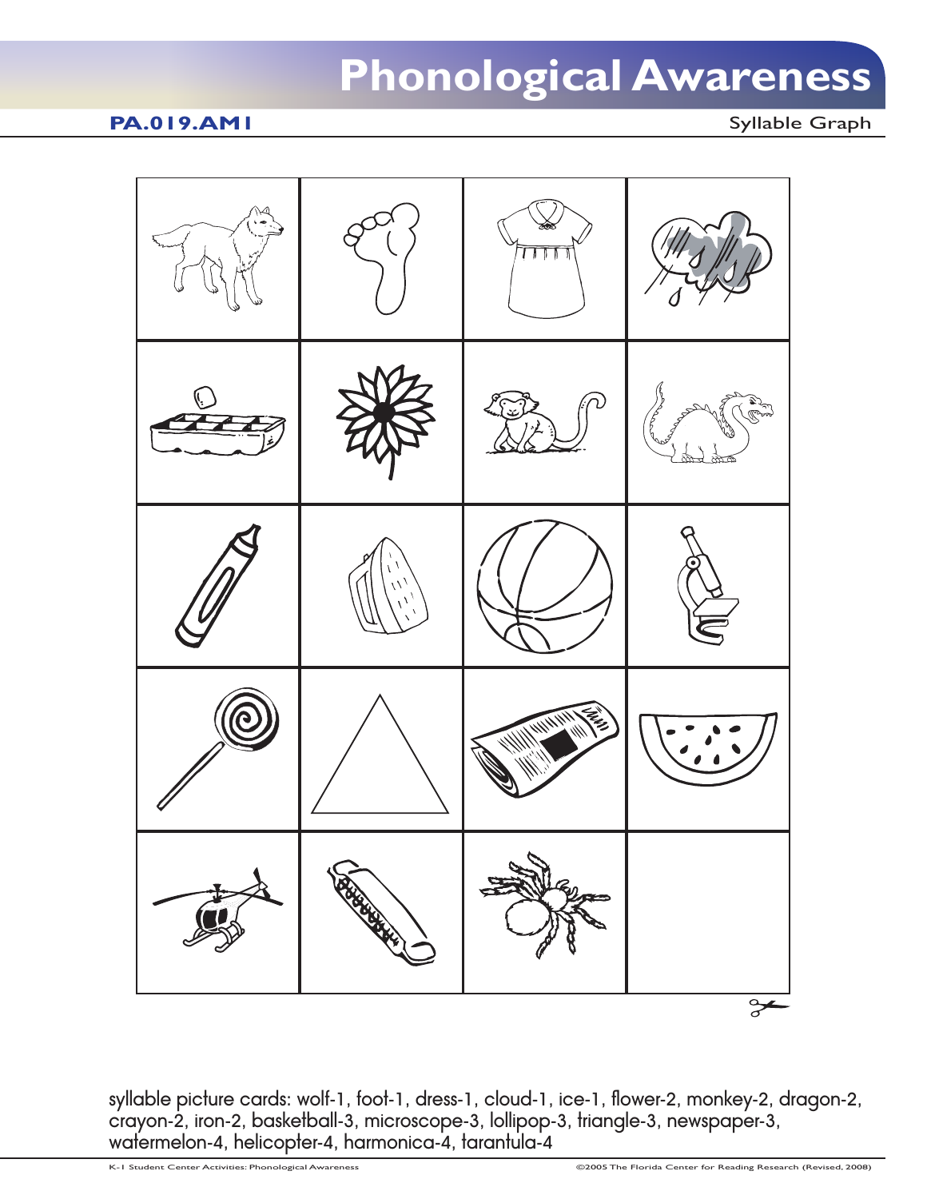# Phonological Awareness

**PA.019.AM1**

Syllable Graph

syllable picture cards: wolf-1, foot-1, dress-1, cloud-1, ice-1, flower-2, monkey-2, dragon-2, crayon-2, iron-2, basketball-3, microscope-3, lollipop-3, triangle-3, newspaper-3, watermelon-4, helicopter-4, harmonica-4, tarantula-4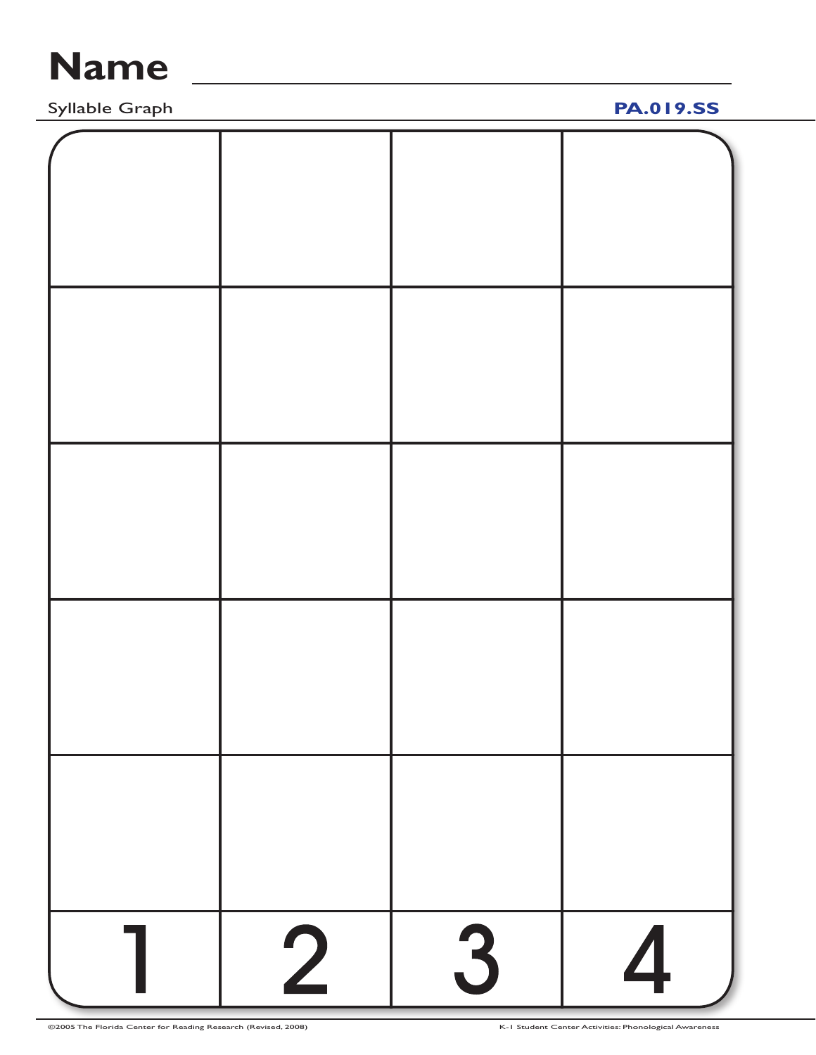# Name ______________________________

Syllable Graph **PA.019.SS**

| | | | |
|---|---|---|---|
| | | | |
| | | | |
| | | | |
| | | | |
| | | | |
| 1 | 2 | 3 | 4 |

©2005 The Florida Center for Reading Research (Revised, 2008)

K-1 Student Center Activities: Phonological Awareness